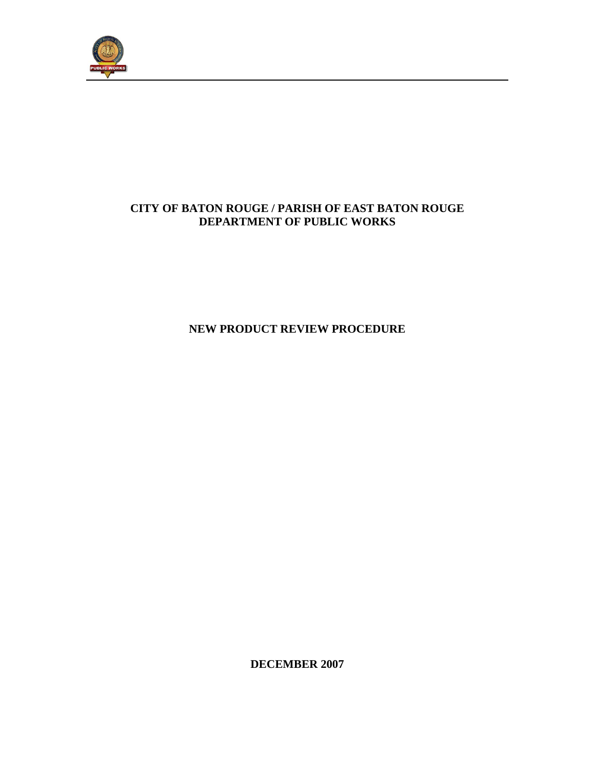# CITY OF BATON ROUGE / PARISH OF EAST BATON ROUGE
# DEPARTMENT OF PUBLIC WORKS

## NEW PRODUCT REVIEW PROCEDURE

**DECEMBER 2007**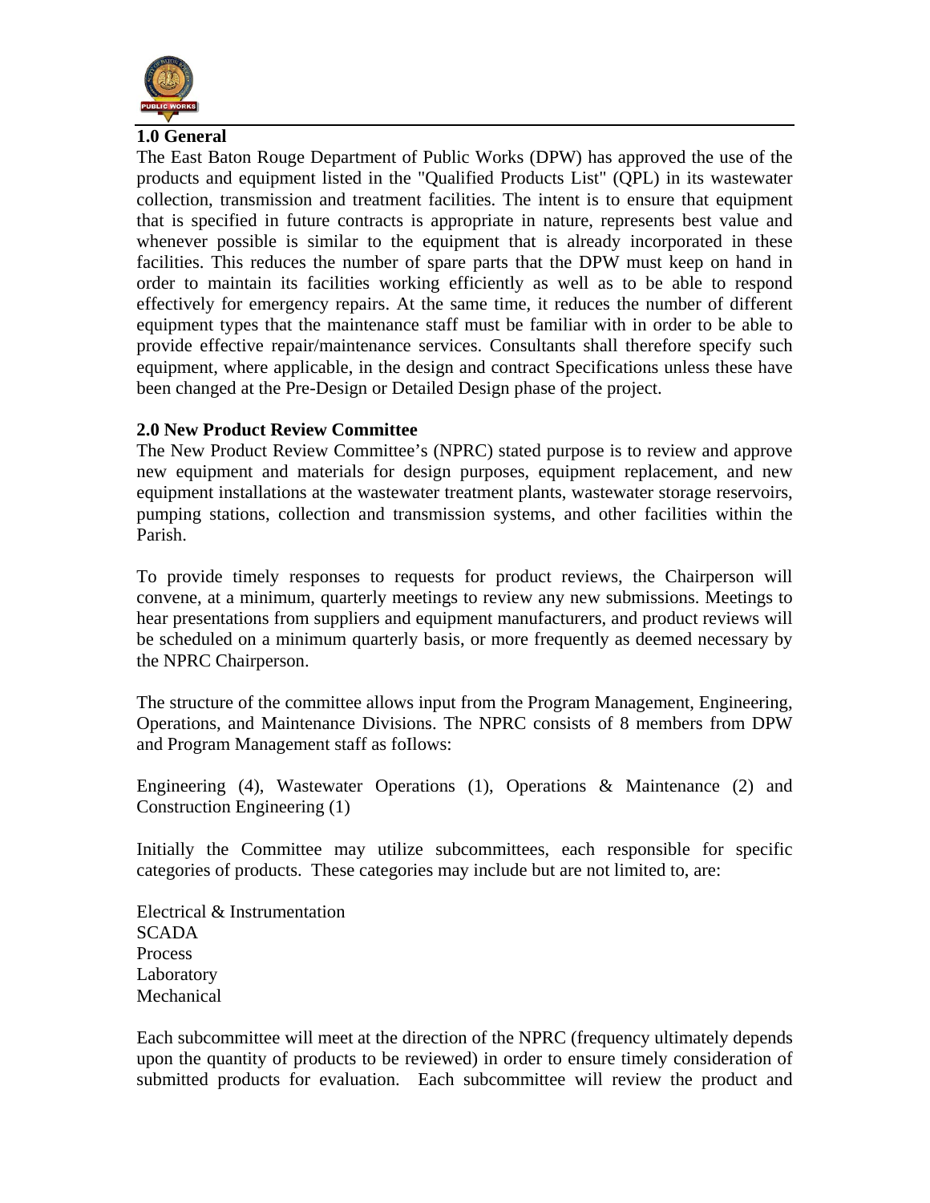## 1.0 General

The East Baton Rouge Department of Public Works (DPW) has approved the use of the products and equipment listed in the "Qualified Products List" (QPL) in its wastewater collection, transmission and treatment facilities. The intent is to ensure that equipment that is specified in future contracts is appropriate in nature, represents best value and whenever possible is similar to the equipment that is already incorporated in these facilities. This reduces the number of spare parts that the DPW must keep on hand in order to maintain its facilities working efficiently as well as to be able to respond effectively for emergency repairs. At the same time, it reduces the number of different equipment types that the maintenance staff must be familiar with in order to be able to provide effective repair/maintenance services. Consultants shall therefore specify such equipment, where applicable, in the design and contract Specifications unless these have been changed at the Pre-Design or Detailed Design phase of the project.

## 2.0 New Product Review Committee

The New Product Review Committee's (NPRC) stated purpose is to review and approve new equipment and materials for design purposes, equipment replacement, and new equipment installations at the wastewater treatment plants, wastewater storage reservoirs, pumping stations, collection and transmission systems, and other facilities within the Parish.

To provide timely responses to requests for product reviews, the Chairperson will convene, at a minimum, quarterly meetings to review any new submissions. Meetings to hear presentations from suppliers and equipment manufacturers, and product reviews will be scheduled on a minimum quarterly basis, or more frequently as deemed necessary by the NPRC Chairperson.

The structure of the committee allows input from the Program Management, Engineering, Operations, and Maintenance Divisions. The NPRC consists of 8 members from DPW and Program Management staff as foIlows:

Engineering (4), Wastewater Operations (1), Operations & Maintenance (2) and Construction Engineering (1)

Initially the Committee may utilize subcommittees, each responsible for specific categories of products. These categories may include but are not limited to, are:

Electrical & Instrumentation
SCADA
Process
Laboratory
Mechanical

Each subcommittee will meet at the direction of the NPRC (frequency ultimately depends upon the quantity of products to be reviewed) in order to ensure timely consideration of submitted products for evaluation. Each subcommittee will review the product and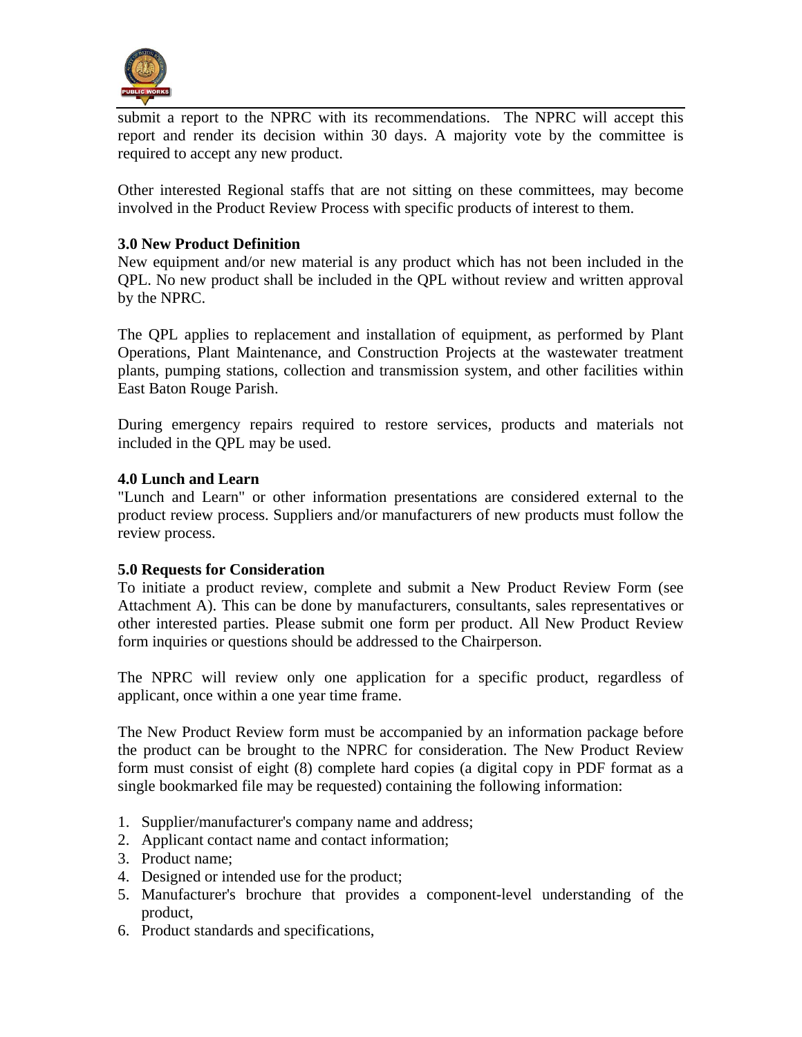submit a report to the NPRC with its recommendations. The NPRC will accept this report and render its decision within 30 days. A majority vote by the committee is required to accept any new product.

Other interested Regional staffs that are not sitting on these committees, may become involved in the Product Review Process with specific products of interest to them.

**3.0 New Product Definition**

New equipment and/or new material is any product which has not been included in the QPL. No new product shall be included in the QPL without review and written approval by the NPRC.

The QPL applies to replacement and installation of equipment, as performed by Plant Operations, Plant Maintenance, and Construction Projects at the wastewater treatment plants, pumping stations, collection and transmission system, and other facilities within East Baton Rouge Parish.

During emergency repairs required to restore services, products and materials not included in the QPL may be used.

**4.0 Lunch and Learn**

"Lunch and Learn" or other information presentations are considered external to the product review process. Suppliers and/or manufacturers of new products must follow the review process.

**5.0 Requests for Consideration**

To initiate a product review, complete and submit a New Product Review Form (see Attachment A). This can be done by manufacturers, consultants, sales representatives or other interested parties. Please submit one form per product. All New Product Review form inquiries or questions should be addressed to the Chairperson.

The NPRC will review only one application for a specific product, regardless of applicant, once within a one year time frame.

The New Product Review form must be accompanied by an information package before the product can be brought to the NPRC for consideration. The New Product Review form must consist of eight (8) complete hard copies (a digital copy in PDF format as a single bookmarked file may be requested) containing the following information:

1. Supplier/manufacturer's company name and address;
2. Applicant contact name and contact information;
3. Product name;
4. Designed or intended use for the product;
5. Manufacturer's brochure that provides a component-level understanding of the product,
6. Product standards and specifications,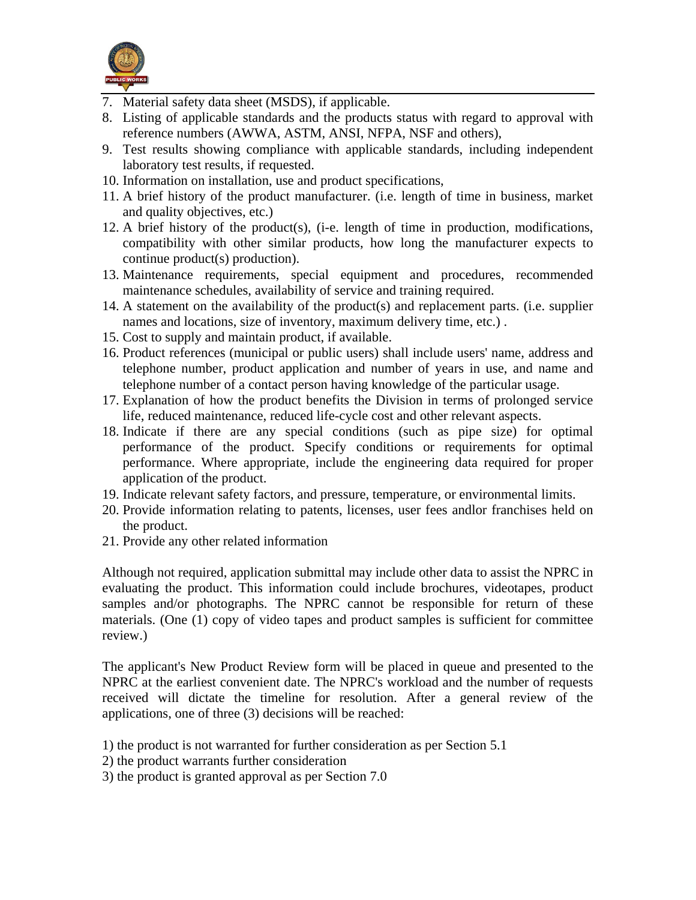7. Material safety data sheet (MSDS), if applicable.
8. Listing of applicable standards and the products status with regard to approval with reference numbers (AWWA, ASTM, ANSI, NFPA, NSF and others),
9. Test results showing compliance with applicable standards, including independent laboratory test results, if requested.
10. Information on installation, use and product specifications,
11. A brief history of the product manufacturer. (i.e. length of time in business, market and quality objectives, etc.)
12. A brief history of the product(s), (i-e. length of time in production, modifications, compatibility with other similar products, how long the manufacturer expects to continue product(s) production).
13. Maintenance requirements, special equipment and procedures, recommended maintenance schedules, availability of service and training required.
14. A statement on the availability of the product(s) and replacement parts. (i.e. supplier names and locations, size of inventory, maximum delivery time, etc.) .
15. Cost to supply and maintain product, if available.
16. Product references (municipal or public users) shall include users' name, address and telephone number, product application and number of years in use, and name and telephone number of a contact person having knowledge of the particular usage.
17. Explanation of how the product benefits the Division in terms of prolonged service life, reduced maintenance, reduced life-cycle cost and other relevant aspects.
18. Indicate if there are any special conditions (such as pipe size) for optimal performance of the product. Specify conditions or requirements for optimal performance. Where appropriate, include the engineering data required for proper application of the product.
19. Indicate relevant safety factors, and pressure, temperature, or environmental limits.
20. Provide information relating to patents, licenses, user fees andlor franchises held on the product.
21. Provide any other related information

Although not required, application submittal may include other data to assist the NPRC in evaluating the product. This information could include brochures, videotapes, product samples and/or photographs. The NPRC cannot be responsible for return of these materials. (One (1) copy of video tapes and product samples is sufficient for committee review.)

The applicant's New Product Review form will be placed in queue and presented to the NPRC at the earliest convenient date. The NPRC's workload and the number of requests received will dictate the timeline for resolution. After a general review of the applications, one of three (3) decisions will be reached:

1) the product is not warranted for further consideration as per Section 5.1
2) the product warrants further consideration
3) the product is granted approval as per Section 7.0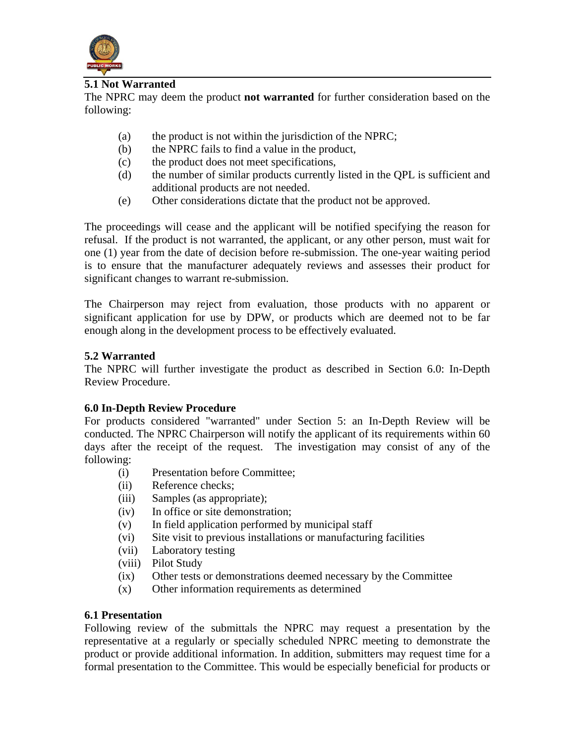### 5.1 Not Warranted

The NPRC may deem the product **not warranted** for further consideration based on the following:

(a) the product is not within the jurisdiction of the NPRC;
(b) the NPRC fails to find a value in the product,
(c) the product does not meet specifications,
(d) the number of similar products currently listed in the QPL is sufficient and additional products are not needed.
(e) Other considerations dictate that the product not be approved.

The proceedings will cease and the applicant will be notified specifying the reason for refusal. If the product is not warranted, the applicant, or any other person, must wait for one (1) year from the date of decision before re-submission. The one-year waiting period is to ensure that the manufacturer adequately reviews and assesses their product for significant changes to warrant re-submission.

The Chairperson may reject from evaluation, those products with no apparent or significant application for use by DPW, or products which are deemed not to be far enough along in the development process to be effectively evaluated.

### 5.2 Warranted

The NPRC will further investigate the product as described in Section 6.0: In-Depth Review Procedure.

## 6.0 In-Depth Review Procedure

For products considered "warranted" under Section 5: an In-Depth Review will be conducted. The NPRC Chairperson will notify the applicant of its requirements within 60 days after the receipt of the request. The investigation may consist of any of the following:

(i) Presentation before Committee;
(ii) Reference checks;
(iii) Samples (as appropriate);
(iv) In office or site demonstration;
(v) In field application performed by municipal staff
(vi) Site visit to previous installations or manufacturing facilities
(vii) Laboratory testing
(viii) Pilot Study
(ix) Other tests or demonstrations deemed necessary by the Committee
(x) Other information requirements as determined

### 6.1 Presentation

Following review of the submittals the NPRC may request a presentation by the representative at a regularly or specially scheduled NPRC meeting to demonstrate the product or provide additional information. In addition, submitters may request time for a formal presentation to the Committee. This would be especially beneficial for products or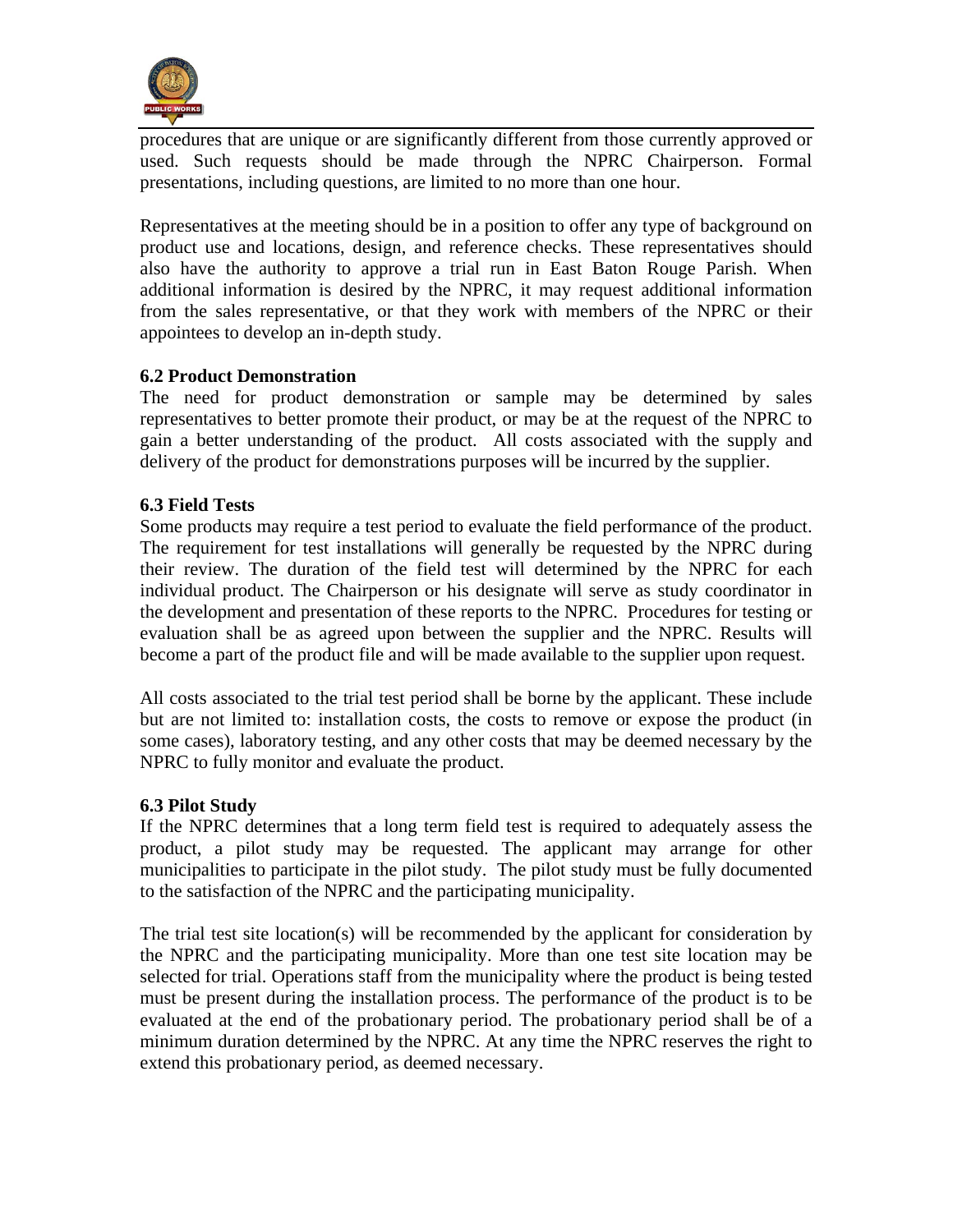procedures that are unique or are significantly different from those currently approved or used. Such requests should be made through the NPRC Chairperson. Formal presentations, including questions, are limited to no more than one hour.

Representatives at the meeting should be in a position to offer any type of background on product use and locations, design, and reference checks. These representatives should also have the authority to approve a trial run in East Baton Rouge Parish. When additional information is desired by the NPRC, it may request additional information from the sales representative, or that they work with members of the NPRC or their appointees to develop an in-depth study.

**6.2 Product Demonstration**

The need for product demonstration or sample may be determined by sales representatives to better promote their product, or may be at the request of the NPRC to gain a better understanding of the product. All costs associated with the supply and delivery of the product for demonstrations purposes will be incurred by the supplier.

**6.3 Field Tests**

Some products may require a test period to evaluate the field performance of the product. The requirement for test installations will generally be requested by the NPRC during their review. The duration of the field test will determined by the NPRC for each individual product. The Chairperson or his designate will serve as study coordinator in the development and presentation of these reports to the NPRC. Procedures for testing or evaluation shall be as agreed upon between the supplier and the NPRC. Results will become a part of the product file and will be made available to the supplier upon request.

All costs associated to the trial test period shall be borne by the applicant. These include but are not limited to: installation costs, the costs to remove or expose the product (in some cases), laboratory testing, and any other costs that may be deemed necessary by the NPRC to fully monitor and evaluate the product.

**6.3 Pilot Study**

If the NPRC determines that a long term field test is required to adequately assess the product, a pilot study may be requested. The applicant may arrange for other municipalities to participate in the pilot study. The pilot study must be fully documented to the satisfaction of the NPRC and the participating municipality.

The trial test site location(s) will be recommended by the applicant for consideration by the NPRC and the participating municipality. More than one test site location may be selected for trial. Operations staff from the municipality where the product is being tested must be present during the installation process. The performance of the product is to be evaluated at the end of the probationary period. The probationary period shall be of a minimum duration determined by the NPRC. At any time the NPRC reserves the right to extend this probationary period, as deemed necessary.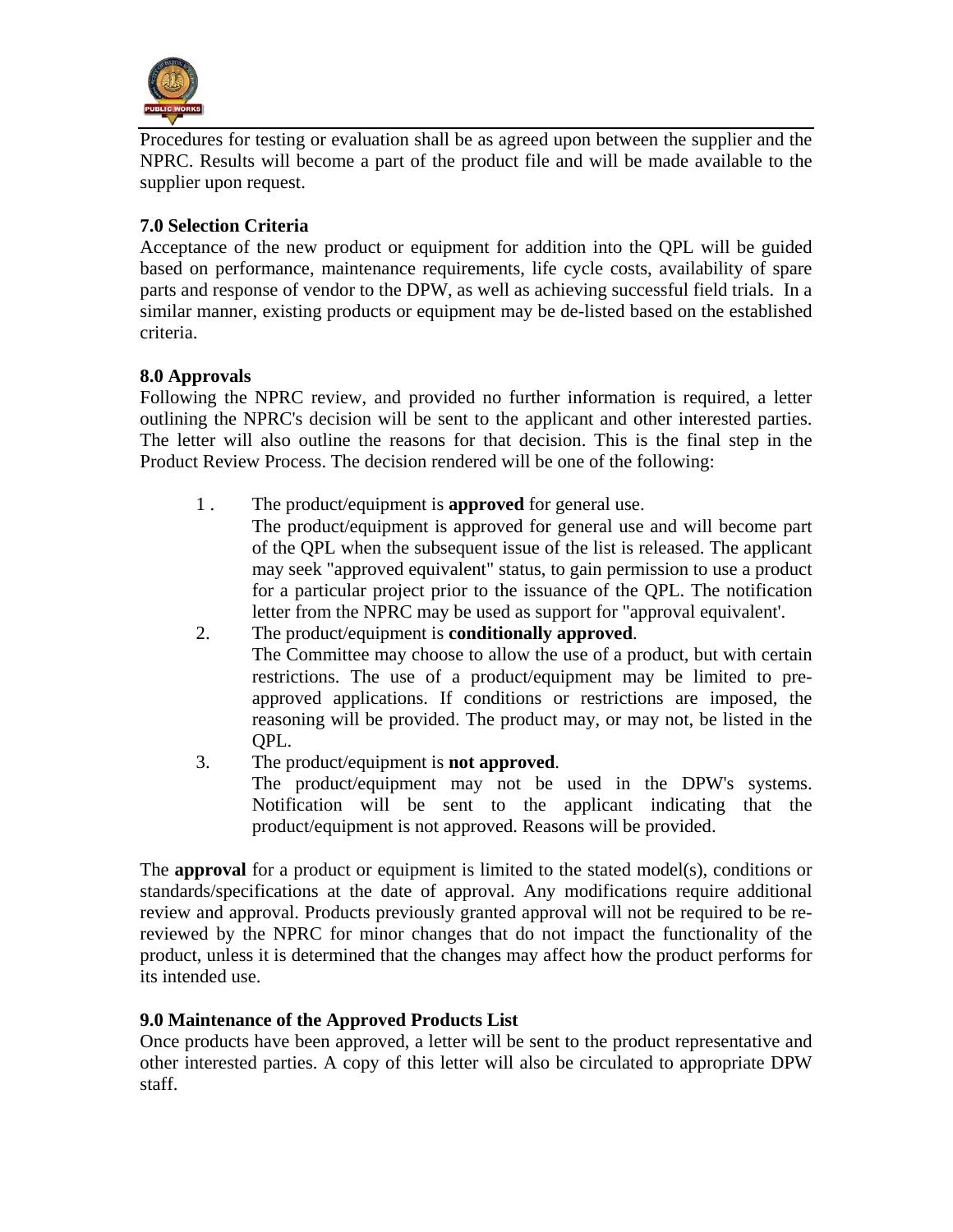Procedures for testing or evaluation shall be as agreed upon between the supplier and the NPRC. Results will become a part of the product file and will be made available to the supplier upon request.

**7.0 Selection Criteria**

Acceptance of the new product or equipment for addition into the QPL will be guided based on performance, maintenance requirements, life cycle costs, availability of spare parts and response of vendor to the DPW, as well as achieving successful field trials. In a similar manner, existing products or equipment may be de-listed based on the established criteria.

**8.0 Approvals**

Following the NPRC review, and provided no further information is required, a letter outlining the NPRC's decision will be sent to the applicant and other interested parties. The letter will also outline the reasons for that decision. This is the final step in the Product Review Process. The decision rendered will be one of the following:

1. The product/equipment is **approved** for general use.
   The product/equipment is approved for general use and will become part of the QPL when the subsequent issue of the list is released. The applicant may seek "approved equivalent" status, to gain permission to use a product for a particular project prior to the issuance of the QPL. The notification letter from the NPRC may be used as support for "approval equivalent'.
2. The product/equipment is **conditionally approved**.
   The Committee may choose to allow the use of a product, but with certain restrictions. The use of a product/equipment may be limited to pre-approved applications. If conditions or restrictions are imposed, the reasoning will be provided. The product may, or may not, be listed in the QPL.
3. The product/equipment is **not approved**.
   The product/equipment may not be used in the DPW's systems. Notification will be sent to the applicant indicating that the product/equipment is not approved. Reasons will be provided.

The **approval** for a product or equipment is limited to the stated model(s), conditions or standards/specifications at the date of approval. Any modifications require additional review and approval. Products previously granted approval will not be required to be re-reviewed by the NPRC for minor changes that do not impact the functionality of the product, unless it is determined that the changes may affect how the product performs for its intended use.

**9.0 Maintenance of the Approved Products List**

Once products have been approved, a letter will be sent to the product representative and other interested parties. A copy of this letter will also be circulated to appropriate DPW staff.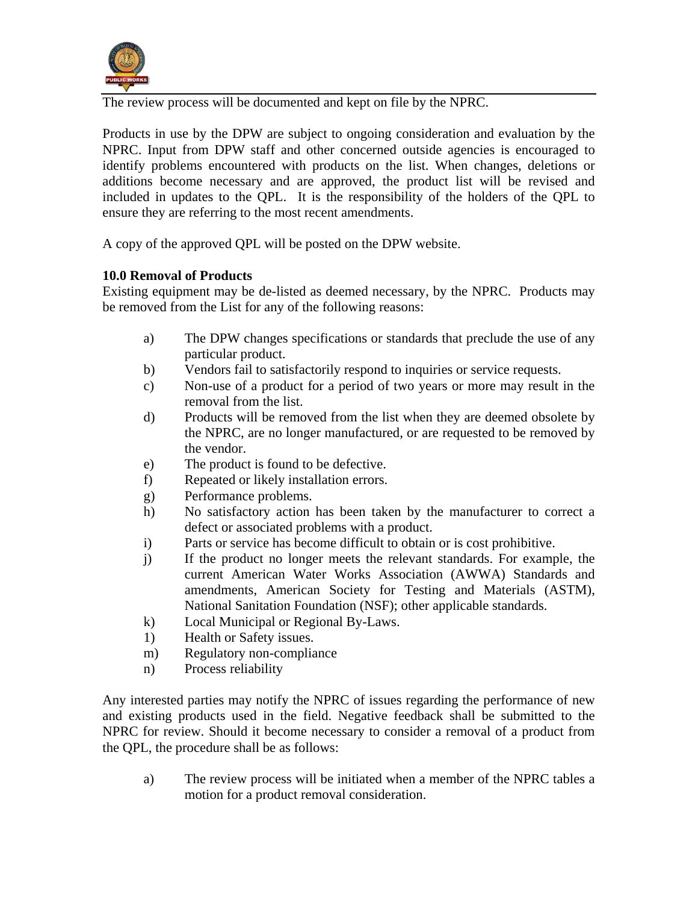The review process will be documented and kept on file by the NPRC.

Products in use by the DPW are subject to ongoing consideration and evaluation by the NPRC. Input from DPW staff and other concerned outside agencies is encouraged to identify problems encountered with products on the list. When changes, deletions or additions become necessary and are approved, the product list will be revised and included in updates to the QPL. It is the responsibility of the holders of the QPL to ensure they are referring to the most recent amendments.

A copy of the approved QPL will be posted on the DPW website.

**10.0 Removal of Products**

Existing equipment may be de-listed as deemed necessary, by the NPRC. Products may be removed from the List for any of the following reasons:

a) The DPW changes specifications or standards that preclude the use of any particular product.
b) Vendors fail to satisfactorily respond to inquiries or service requests.
c) Non-use of a product for a period of two years or more may result in the removal from the list.
d) Products will be removed from the list when they are deemed obsolete by the NPRC, are no longer manufactured, or are requested to be removed by the vendor.
e) The product is found to be defective.
f) Repeated or likely installation errors.
g) Performance problems.
h) No satisfactory action has been taken by the manufacturer to correct a defect or associated problems with a product.
i) Parts or service has become difficult to obtain or is cost prohibitive.
j) If the product no longer meets the relevant standards. For example, the current American Water Works Association (AWWA) Standards and amendments, American Society for Testing and Materials (ASTM), National Sanitation Foundation (NSF); other applicable standards.
k) Local Municipal or Regional By-Laws.
1) Health or Safety issues.
m) Regulatory non-compliance
n) Process reliability

Any interested parties may notify the NPRC of issues regarding the performance of new and existing products used in the field. Negative feedback shall be submitted to the NPRC for review. Should it become necessary to consider a removal of a product from the QPL, the procedure shall be as follows:

a) The review process will be initiated when a member of the NPRC tables a motion for a product removal consideration.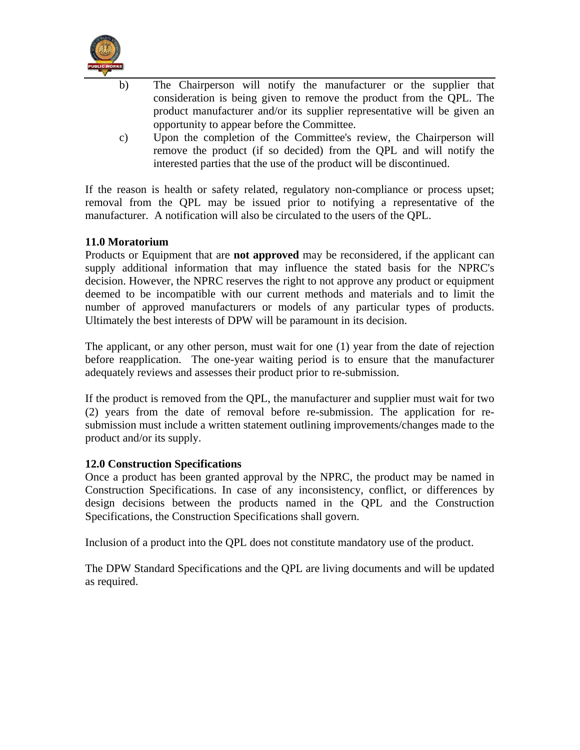b) The Chairperson will notify the manufacturer or the supplier that consideration is being given to remove the product from the QPL. The product manufacturer and/or its supplier representative will be given an opportunity to appear before the Committee.

c) Upon the completion of the Committee's review, the Chairperson will remove the product (if so decided) from the QPL and will notify the interested parties that the use of the product will be discontinued.

If the reason is health or safety related, regulatory non-compliance or process upset; removal from the QPL may be issued prior to notifying a representative of the manufacturer. A notification will also be circulated to the users of the QPL.

**11.0 Moratorium**

Products or Equipment that are **not approved** may be reconsidered, if the applicant can supply additional information that may influence the stated basis for the NPRC's decision. However, the NPRC reserves the right to not approve any product or equipment deemed to be incompatible with our current methods and materials and to limit the number of approved manufacturers or models of any particular types of products. Ultimately the best interests of DPW will be paramount in its decision.

The applicant, or any other person, must wait for one (1) year from the date of rejection before reapplication. The one-year waiting period is to ensure that the manufacturer adequately reviews and assesses their product prior to re-submission.

If the product is removed from the QPL, the manufacturer and supplier must wait for two (2) years from the date of removal before re-submission. The application for re-submission must include a written statement outlining improvements/changes made to the product and/or its supply.

**12.0 Construction Specifications**

Once a product has been granted approval by the NPRC, the product may be named in Construction Specifications. In case of any inconsistency, conflict, or differences by design decisions between the products named in the QPL and the Construction Specifications, the Construction Specifications shall govern.

Inclusion of a product into the QPL does not constitute mandatory use of the product.

The DPW Standard Specifications and the QPL are living documents and will be updated as required.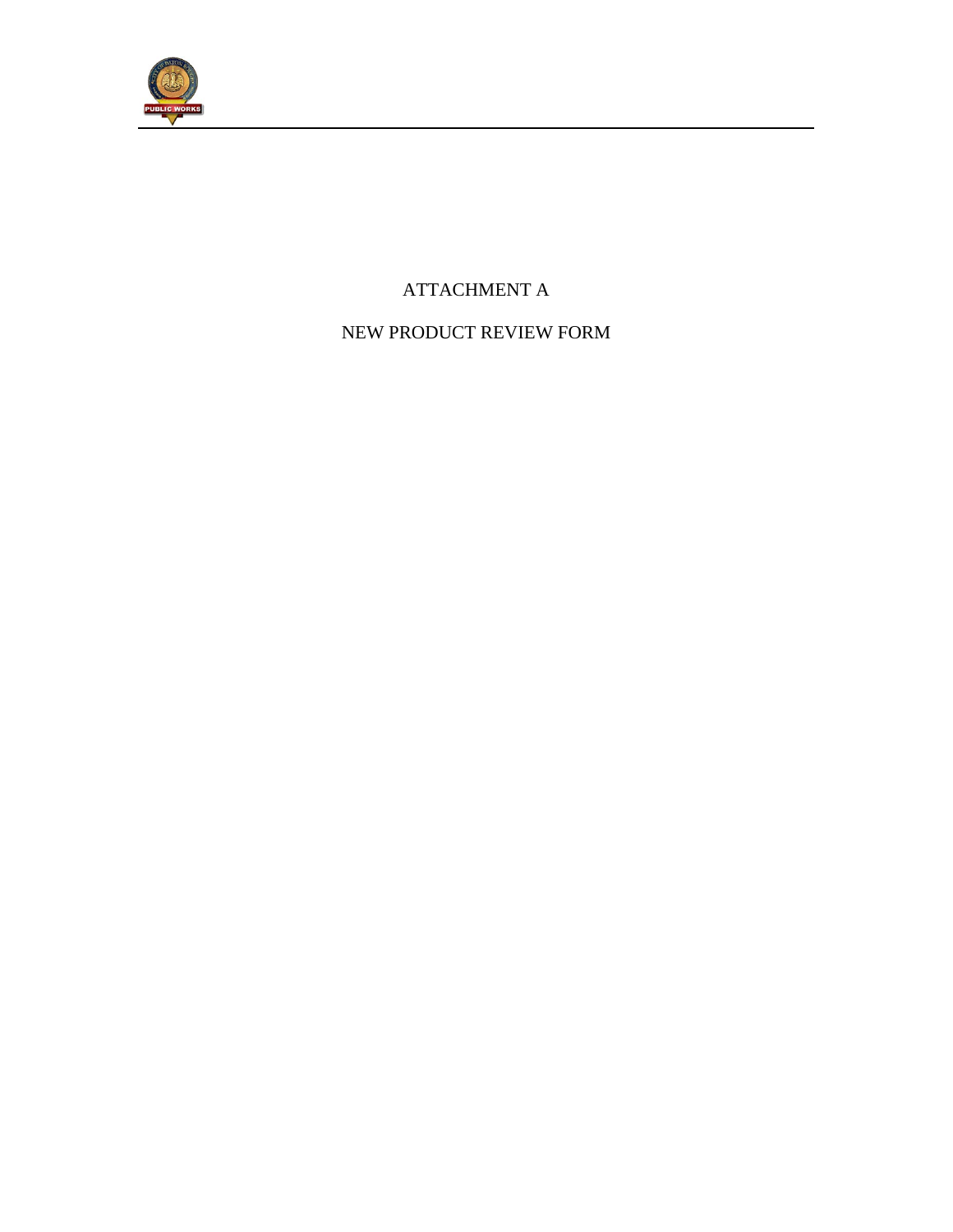ATTACHMENT A

NEW PRODUCT REVIEW FORM